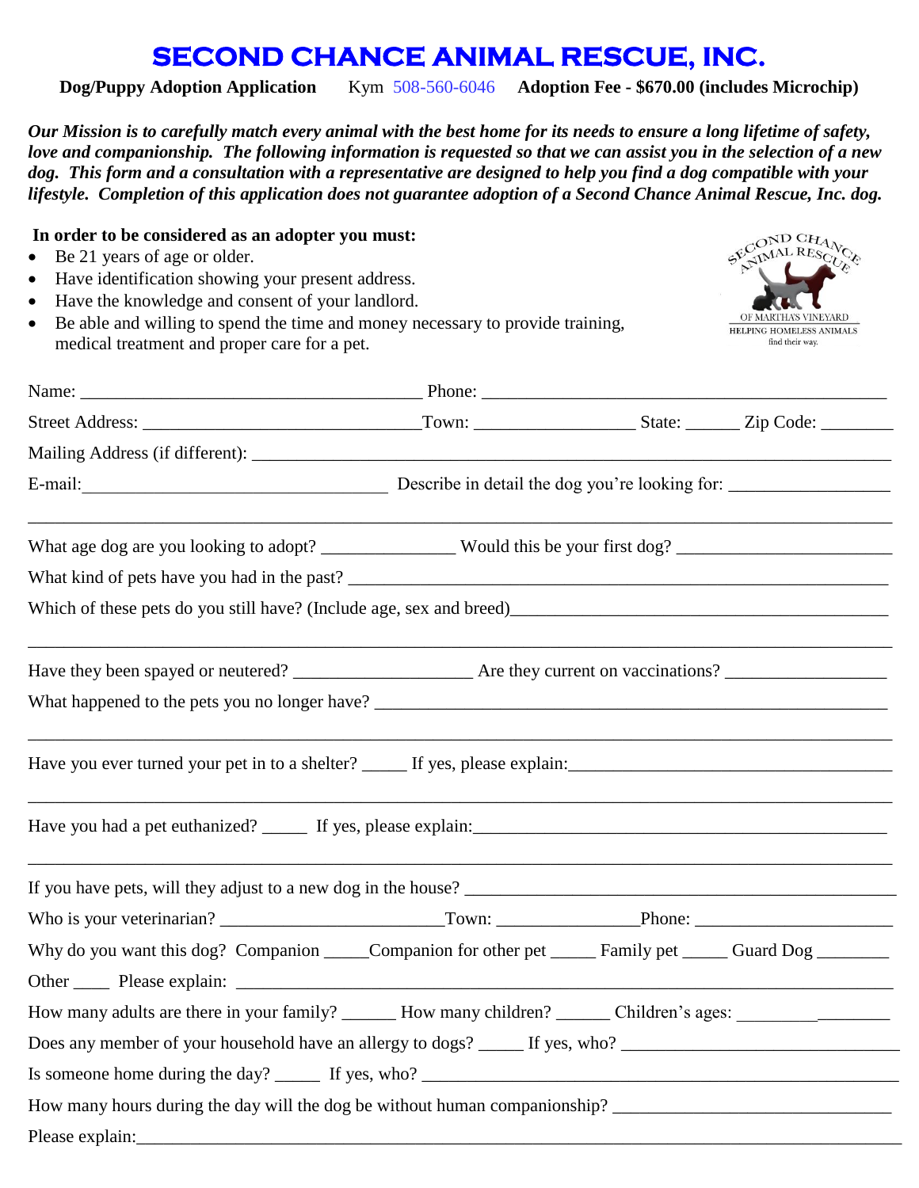# SECOND CHANCE ANIMAL RESCUE, INC.

**Dog/Puppy Adoption Application** Kym 508-560-6046 **Adoption Fee - $670.00 (includes Microchip)**

***Our Mission is to carefully match every animal with the best home for its needs to ensure a long lifetime of safety, love and companionship. The following information is requested so that we can assist you in the selection of a new dog. This form and a consultation with a representative are designed to help you find a dog compatible with your lifestyle. Completion of this application does not guarantee adoption of a Second Chance Animal Rescue, Inc. dog.***

**In order to be considered as an adopter you must:**

- Be 21 years of age or older.
- Have identification showing your present address.
- Have the knowledge and consent of your landlord.
- Be able and willing to spend the time and money necessary to provide training, medical treatment and proper care for a pet.

SECOND CHANCE ANIMAL RESCUE OF MARTHA'S VINEYARD HELPING HOMELESS ANIMALS find their way.

Name: ______________________________________ Phone: ____________________________________________

Street Address: _____________________________Town: _________________ State: ______ Zip Code: ________

Mailing Address (if different): ______________________________________________________________________

E-mail:__________________________________ Describe in detail the dog you're looking for: __________________

_________________________________________________________________________________________________

What age dog are you looking to adopt? _______________ Would this be your first dog? _______________________

What kind of pets have you had in the past? ___________________________________________________________

Which of these pets do you still have? (Include age, sex and breed)_________________________________________

_________________________________________________________________________________________________

Have they been spayed or neutered? ____________________ Are they current on vaccinations? __________________

What happened to the pets you no longer have? _________________________________________________________

_________________________________________________________________________________________________

Have you ever turned your pet in to a shelter? _____ If yes, please explain:___________________________________

_________________________________________________________________________________________________

Have you had a pet euthanized? _____ If yes, please explain:_______________________________________________

_________________________________________________________________________________________________

If you have pets, will they adjust to a new dog in the house? _______________________________________________

Who is your veterinarian? ________________________Town: _______________Phone: _______________________

Why do you want this dog? Companion _____Companion for other pet _____ Family pet _____ Guard Dog ________

Other ____ Please explain: __________________________________________________________________________

How many adults are there in your family? ______ How many children? ______ Children's ages: _________________

Does any member of your household have an allergy to dogs? _____ If yes, who? _______________________________

Is someone home during the day? _____ If yes, who? _____________________________________________________

How many hours during the day will the dog be without human companionship? ______________________________

Please explain:_____________________________________________________________________________________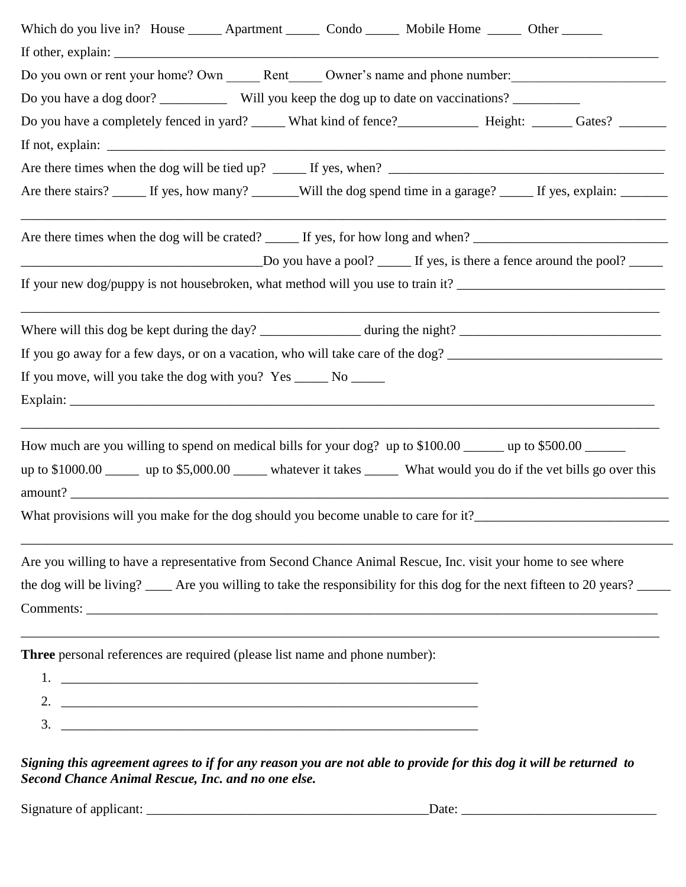Which do you live in? House _____ Apartment _____ Condo _____ Mobile Home _____ Other ______

If other, explain: ___________________________________________________________________________

Do you own or rent your home? Own _____ Rent_____ Owner's name and phone number:_______________________

Do you have a dog door? __________ Will you keep the dog up to date on vaccinations? __________

Do you have a completely fenced in yard? _____ What kind of fence?____________ Height: ______ Gates? _______

If not, explain: ________________________________________________________________________________

Are there times when the dog will be tied up? _____ If yes, when? ________________________________________

Are there stairs? _____ If yes, how many? _______Will the dog spend time in a garage? _____ If yes, explain: _______

_______________________________________________________________________________________________

Are there times when the dog will be crated? _____ If yes, for how long and when? _____________________________

____________________________________Do you have a pool? _____ If yes, is there a fence around the pool? _____

If your new dog/puppy is not housebroken, what method will you use to train it? _______________________________

_______________________________________________________________________________________________

Where will this dog be kept during the day? _______________ during the night? ______________________________

If you go away for a few days, or on a vacation, who will take care of the dog? ________________________________

If you move, will you take the dog with you? Yes _____ No _____

Explain: ________________________________________________________________________________________

_______________________________________________________________________________________________

How much are you willing to spend on medical bills for your dog? up to $100.00 ______ up to $500.00 ______

up to $1000.00 _____ up to $5,000.00 _____ whatever it takes _____ What would you do if the vet bills go over this amount? _________________________________________________________________________________

What provisions will you make for the dog should you become unable to care for it?_____________________________

_______________________________________________________________________________________________

Are you willing to have a representative from Second Chance Animal Rescue, Inc. visit your home to see where the dog will be living? ____ Are you willing to take the responsibility for this dog for the next fifteen to 20 years? _____

Comments: _______________________________________________________________________________________

_______________________________________________________________________________________________

**Three** personal references are required (please list name and phone number):

1. ________________________________________________________________
2. ________________________________________________________________
3. ________________________________________________________________

***Signing this agreement agrees to if for any reason you are not able to provide for this dog it will be returned to Second Chance Animal Rescue, Inc. and no one else.***

Signature of applicant: __________________________________________Date: _____________________________